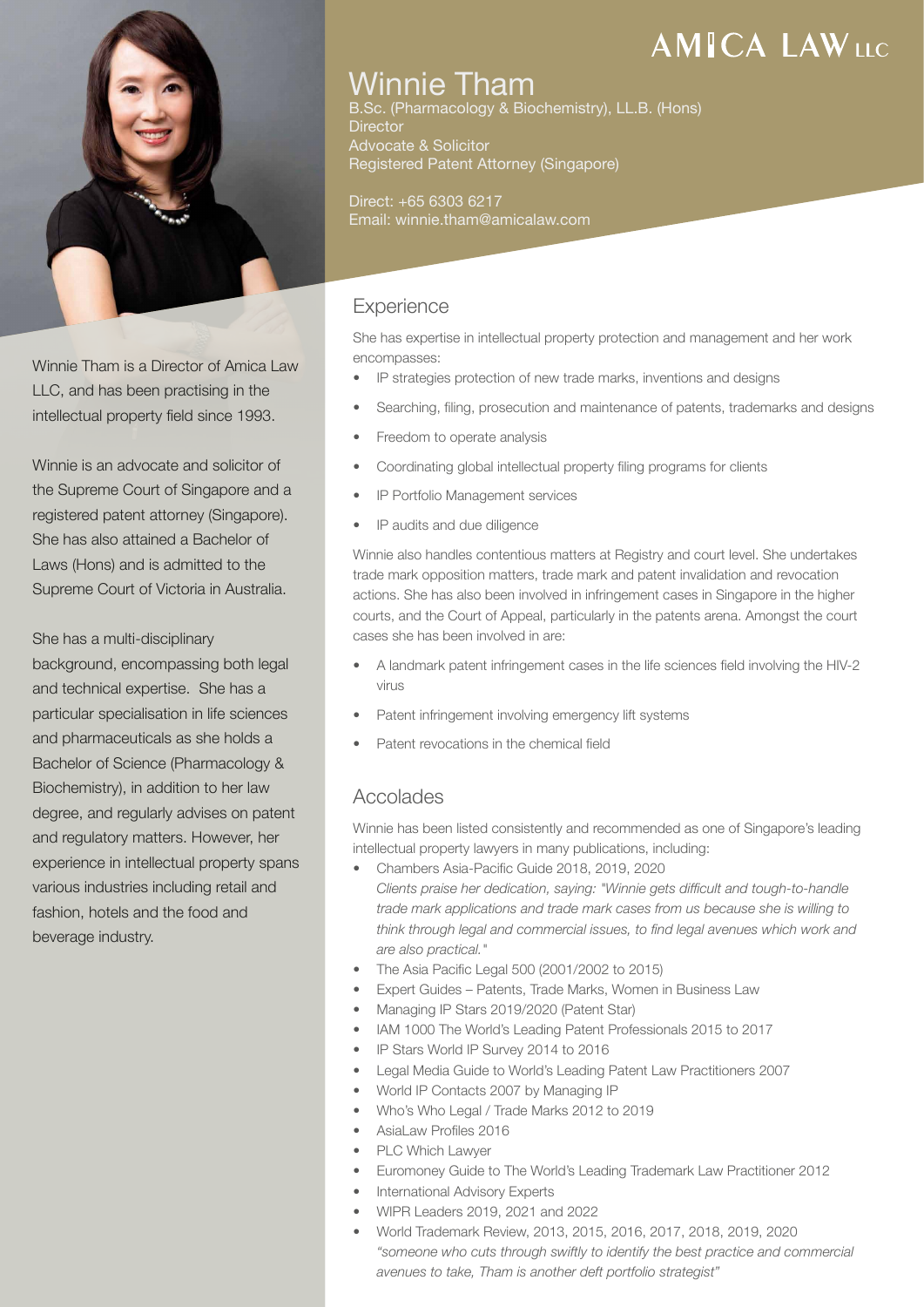# Winnie Tham

B.Sc. (Pharmacology & Biochemistry), LL.B. (Hons)
Director
Advocate & Solicitor
Registered Patent Attorney (Singapore)

Direct: +65 6303 6217
Email: winnie.tham@amicalaw.com

Winnie Tham is a Director of Amica Law LLC, and has been practising in the intellectual property field since 1993.

Winnie is an advocate and solicitor of the Supreme Court of Singapore and a registered patent attorney (Singapore). She has also attained a Bachelor of Laws (Hons) and is admitted to the Supreme Court of Victoria in Australia.

She has a multi-disciplinary background, encompassing both legal and technical expertise. She has a particular specialisation in life sciences and pharmaceuticals as she holds a Bachelor of Science (Pharmacology & Biochemistry), in addition to her law degree, and regularly advises on patent and regulatory matters. However, her experience in intellectual property spans various industries including retail and fashion, hotels and the food and beverage industry.

## Experience

She has expertise in intellectual property protection and management and her work encompasses:

- IP strategies protection of new trade marks, inventions and designs
- Searching, filing, prosecution and maintenance of patents, trademarks and designs
- Freedom to operate analysis
- Coordinating global intellectual property filing programs for clients
- IP Portfolio Management services
- IP audits and due diligence

Winnie also handles contentious matters at Registry and court level. She undertakes trade mark opposition matters, trade mark and patent invalidation and revocation actions. She has also been involved in infringement cases in Singapore in the higher courts, and the Court of Appeal, particularly in the patents arena. Amongst the court cases she has been involved in are:

- A landmark patent infringement cases in the life sciences field involving the HIV-2 virus
- Patent infringement involving emergency lift systems
- Patent revocations in the chemical field

## Accolades

Winnie has been listed consistently and recommended as one of Singapore's leading intellectual property lawyers in many publications, including:

- Chambers Asia-Pacific Guide 2018, 2019, 2020
  *Clients praise her dedication, saying: "Winnie gets difficult and tough-to-handle trade mark applications and trade mark cases from us because she is willing to think through legal and commercial issues, to find legal avenues which work and are also practical."*
- The Asia Pacific Legal 500 (2001/2002 to 2015)
- Expert Guides – Patents, Trade Marks, Women in Business Law
- Managing IP Stars 2019/2020 (Patent Star)
- IAM 1000 The World's Leading Patent Professionals 2015 to 2017
- IP Stars World IP Survey 2014 to 2016
- Legal Media Guide to World's Leading Patent Law Practitioners 2007
- World IP Contacts 2007 by Managing IP
- Who's Who Legal / Trade Marks 2012 to 2019
- AsiaLaw Profiles 2016
- PLC Which Lawyer
- Euromoney Guide to The World's Leading Trademark Law Practitioner 2012
- International Advisory Experts
- WIPR Leaders 2019, 2021 and 2022
- World Trademark Review, 2013, 2015, 2016, 2017, 2018, 2019, 2020
  *"someone who cuts through swiftly to identify the best practice and commercial avenues to take, Tham is another deft portfolio strategist"*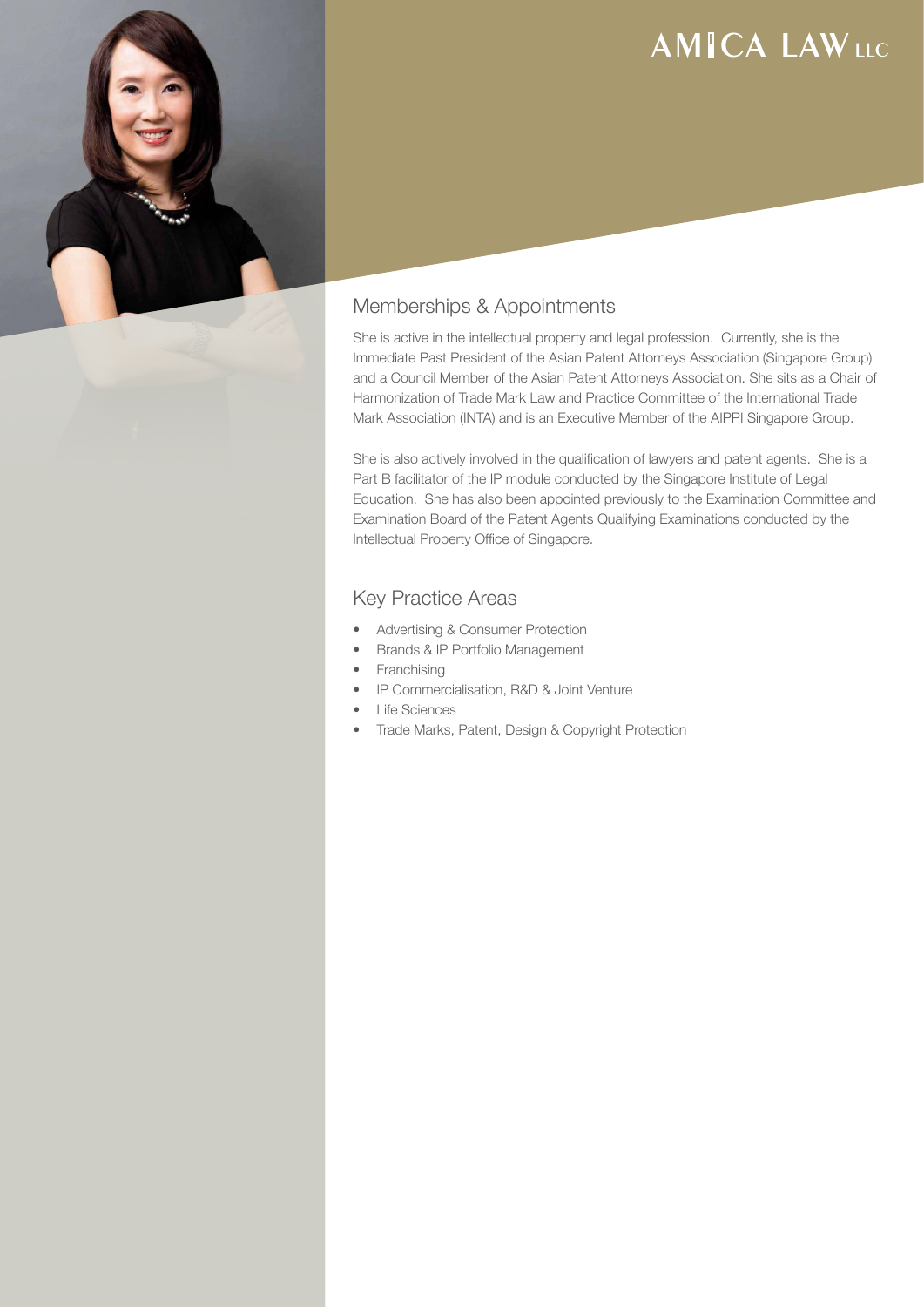# AMICA LAW LLC

## Memberships & Appointments

She is active in the intellectual property and legal profession. Currently, she is the Immediate Past President of the Asian Patent Attorneys Association (Singapore Group) and a Council Member of the Asian Patent Attorneys Association. She sits as a Chair of Harmonization of Trade Mark Law and Practice Committee of the International Trade Mark Association (INTA) and is an Executive Member of the AIPPI Singapore Group.

She is also actively involved in the qualification of lawyers and patent agents. She is a Part B facilitator of the IP module conducted by the Singapore Institute of Legal Education. She has also been appointed previously to the Examination Committee and Examination Board of the Patent Agents Qualifying Examinations conducted by the Intellectual Property Office of Singapore.

## Key Practice Areas

- Advertising & Consumer Protection
- Brands & IP Portfolio Management
- Franchising
- IP Commercialisation, R&D & Joint Venture
- Life Sciences
- Trade Marks, Patent, Design & Copyright Protection